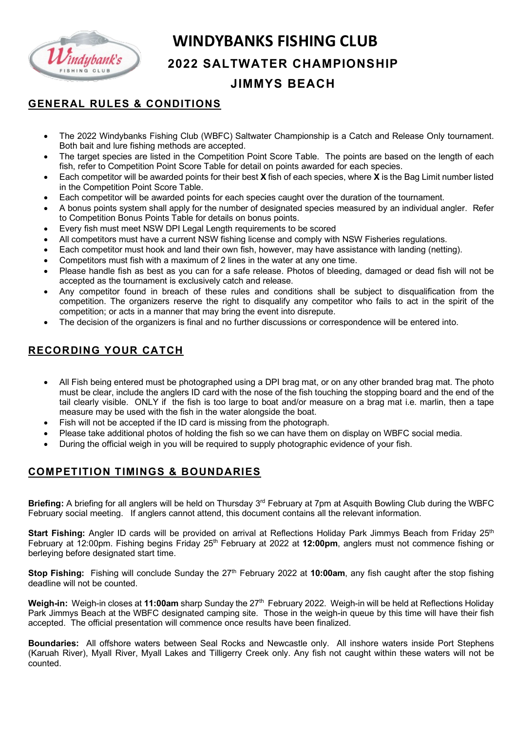# WINDYBANKS FISHING CLUB

## 2022 SALTWATER CHAMPIONSHIP

## JIMMYS BEACH

### GENERAL RULES & CONDITIONS

- The 2022 Windybanks Fishing Club (WBFC) Saltwater Championship is a Catch and Release Only tournament. Both bait and lure fishing methods are accepted.
- The target species are listed in the Competition Point Score Table. The points are based on the length of each fish, refer to Competition Point Score Table for detail on points awarded for each species.
- Each competitor will be awarded points for their best **X** fish of each species, where **X** is the Bag Limit number listed in the Competition Point Score Table.
- Each competitor will be awarded points for each species caught over the duration of the tournament.
- A bonus points system shall apply for the number of designated species measured by an individual angler. Refer to Competition Bonus Points Table for details on bonus points.
- Every fish must meet NSW DPI Legal Length requirements to be scored
- All competitors must have a current NSW fishing license and comply with NSW Fisheries regulations.
- Each competitor must hook and land their own fish, however, may have assistance with landing (netting).
- Competitors must fish with a maximum of 2 lines in the water at any one time.
- Please handle fish as best as you can for a safe release. Photos of bleeding, damaged or dead fish will not be accepted as the tournament is exclusively catch and release.
- Any competitor found in breach of these rules and conditions shall be subject to disqualification from the competition. The organizers reserve the right to disqualify any competitor who fails to act in the spirit of the competition; or acts in a manner that may bring the event into disrepute.
- The decision of the organizers is final and no further discussions or correspondence will be entered into.

### RECORDING YOUR CATCH

- All Fish being entered must be photographed using a DPI brag mat, or on any other branded brag mat. The photo must be clear, include the anglers ID card with the nose of the fish touching the stopping board and the end of the tail clearly visible. ONLY if the fish is too large to boat and/or measure on a brag mat i.e. marlin, then a tape measure may be used with the fish in the water alongside the boat.
- Fish will not be accepted if the ID card is missing from the photograph.
- Please take additional photos of holding the fish so we can have them on display on WBFC social media.
- During the official weigh in you will be required to supply photographic evidence of your fish.

### COMPETITION TIMINGS & BOUNDARIES

**Briefing:** A briefing for all anglers will be held on Thursday 3rd February at 7pm at Asquith Bowling Club during the WBFC February social meeting. If anglers cannot attend, this document contains all the relevant information.

**Start Fishing:** Angler ID cards will be provided on arrival at Reflections Holiday Park Jimmys Beach from Friday 25th February at 12:00pm. Fishing begins Friday 25th February at 2022 at **12:00pm**, anglers must not commence fishing or berleying before designated start time.

**Stop Fishing:** Fishing will conclude Sunday the 27th February 2022 at **10:00am**, any fish caught after the stop fishing deadline will not be counted.

**Weigh-in:** Weigh-in closes at **11:00am** sharp Sunday the 27th February 2022. Weigh-in will be held at Reflections Holiday Park Jimmys Beach at the WBFC designated camping site. Those in the weigh-in queue by this time will have their fish accepted. The official presentation will commence once results have been finalized.

**Boundaries:** All offshore waters between Seal Rocks and Newcastle only. All inshore waters inside Port Stephens (Karuah River), Myall River, Myall Lakes and Tilligerry Creek only. Any fish not caught within these waters will not be counted.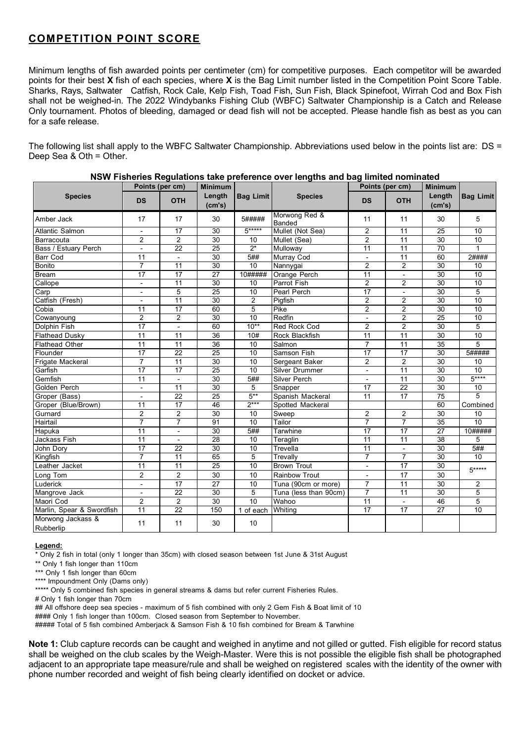## COMPETITION POINT SCORE

Minimum lengths of fish awarded points per centimeter (cm) for competitive purposes. Each competitor will be awarded points for their best **X** fish of each species, where **X** is the Bag Limit number listed in the Competition Point Score Table. Sharks, Rays, Saltwater Catfish, Rock Cale, Kelp Fish, Toad Fish, Sun Fish, Black Spinefoot, Wirrah Cod and Box Fish shall not be weighed-in. The 2022 Windybanks Fishing Club (WBFC) Saltwater Championship is a Catch and Release Only tournament. Photos of bleeding, damaged or dead fish will not be accepted. Please handle fish as best as you can for a safe release.

The following list shall apply to the WBFC Saltwater Championship. Abbreviations used below in the points list are: DS = Deep Sea & Oth = Other.

**NSW Fisheries Regulations take preference over lengths and bag limited nominated**

| Species | Points (per cm) | | Minimum Length (cm's) | Bag Limit | Species | Points (per cm) | | Minimum Length (cm's) | Bag Limit |
|---|---|---|---|---|---|---|---|---|---|
| | DS | OTH | | | | DS | OTH | | |
| Amber Jack | 17 | 17 | 30 | 5##### | Morwong Red & Banded | 11 | 11 | 30 | 5 |
| Atlantic Salmon | - | 17 | 30 | 5***** | Mullet (Not Sea) | 2 | 11 | 25 | 10 |
| Barracouta | 2 | 2 | 30 | 10 | Mullet (Sea) | 2 | 11 | 30 | 10 |
| Bass / Estuary Perch | - | 22 | 25 | 2* | Mulloway | 11 | 11 | 70 | 1 |
| Barr Cod | 11 | - | 30 | 5## | Murray Cod | - | 11 | 60 | 2#### |
| Bonito | 7 | 11 | 30 | 10 | Nannygai | 2 | 2 | 30 | 10 |
| Bream | 17 | 17 | 27 | 10##### | Orange Perch | 11 | - | 30 | 10 |
| Callope | - | 11 | 30 | 10 | Parrot Fish | 2 | 2 | 30 | 10 |
| Carp | - | 5 | 25 | 10 | Pearl Perch | 17 | - | 30 | 5 |
| Catfish (Fresh) | - | 11 | 30 | 2 | Pigfish | 2 | 2 | 30 | 10 |
| Cobia | 11 | 17 | 60 | 5 | Pike | 2 | 2 | 30 | 10 |
| Cowanyoung | 2 | 2 | 30 | 10 | Redfin | - | 2 | 25 | 10 |
| Dolphin Fish | 17 | - | 60 | 10** | Red Rock Cod | 2 | 2 | 30 | 5 |
| Flathead Dusky | 11 | 11 | 36 | 10# | Rock Blackfish | 11 | 11 | 30 | 10 |
| Flathead Other | 11 | 11 | 36 | 10 | Salmon | 7 | 11 | 35 | 5 |
| Flounder | 17 | 22 | 25 | 10 | Samson Fish | 17 | 17 | 30 | 5##### |
| Frigate Mackeral | 7 | 11 | 30 | 10 | Sergeant Baker | 2 | 2 | 30 | 10 |
| Garfish | 17 | 17 | 25 | 10 | Silver Drummer | - | 11 | 30 | 10 |
| Gemfish | 11 | - | 30 | 5## | Silver Perch | - | 11 | 30 | 5**** |
| Golden Perch | - | 11 | 30 | 5 | Snapper | 17 | 22 | 30 | 10 |
| Groper (Bass) | - | 22 | 25 | 5** | Spanish Mackeral | 11 | 17 | 75 | 5 |
| Groper (Blue/Brown) | 11 | 17 | 46 | 2*** | Spotted Mackeral | | | 60 | Combined |
| Gurnard | 2 | 2 | 30 | 10 | Sweep | 2 | 2 | 30 | 10 |
| Hairtail | 7 | 7 | 91 | 10 | Tailor | 7 | 7 | 35 | 10 |
| Hapuka | 11 | - | 30 | 5## | Tarwhine | 17 | 17 | 27 | 10##### |
| Jackass Fish | 11 | - | 28 | 10 | Teraglin | 11 | 11 | 38 | 5 |
| John Dory | 17 | 22 | 30 | 10 | Trevella | 11 | - | 30 | 5## |
| Kingfish | 7 | 11 | 65 | 5 | Trevally | 7 | 7 | 30 | 10 |
| Leather Jacket | 11 | 11 | 25 | 10 | Brown Trout | - | 17 | 30 | 5***** |
| Long Tom | 2 | 2 | 30 | 10 | Rainbow Trout | - | 17 | 30 | |
| Luderick | - | 17 | 27 | 10 | Tuna (90cm or more) | 7 | 11 | 30 | 2 |
| Mangrove Jack | - | 22 | 30 | 5 | Tuna (less than 90cm) | 7 | 11 | 30 | 5 |
| Maori Cod | 2 | 2 | 30 | 10 | Wahoo | 11 | - | 46 | 5 |
| Marlin, Spear & Swordfish | 11 | 22 | 150 | 1 of each | Whiting | 17 | 17 | 27 | 10 |
| Morwong Jackass & Rubberlip | 11 | 11 | 30 | 10 | | | | | |

**Legend:**

* Only 2 fish in total (only 1 longer than 35cm) with closed season between 1st June & 31st August

** Only 1 fish longer than 110cm

*** Only 1 fish longer than 60cm

**** Impoundment Only (Dams only)

***** Only 5 combined fish species in general streams & dams but refer current Fisheries Rules.

# Only 1 fish longer than 70cm

## All offshore deep sea species - maximum of 5 fish combined with only 2 Gem Fish & Boat limit of 10

#### Only 1 fish longer than 100cm. Closed season from September to November.

##### Total of 5 fish combined Amberjack & Samson Fish & 10 fish combined for Bream & Tarwhine

**Note 1:** Club capture records can be caught and weighed in anytime and not gilled or gutted. Fish eligible for record status shall be weighed on the club scales by the Weigh-Master. Were this is not possible the eligible fish shall be photographed adjacent to an appropriate tape measure/rule and shall be weighed on registered scales with the identity of the owner with phone number recorded and weight of fish being clearly identified on docket or advice.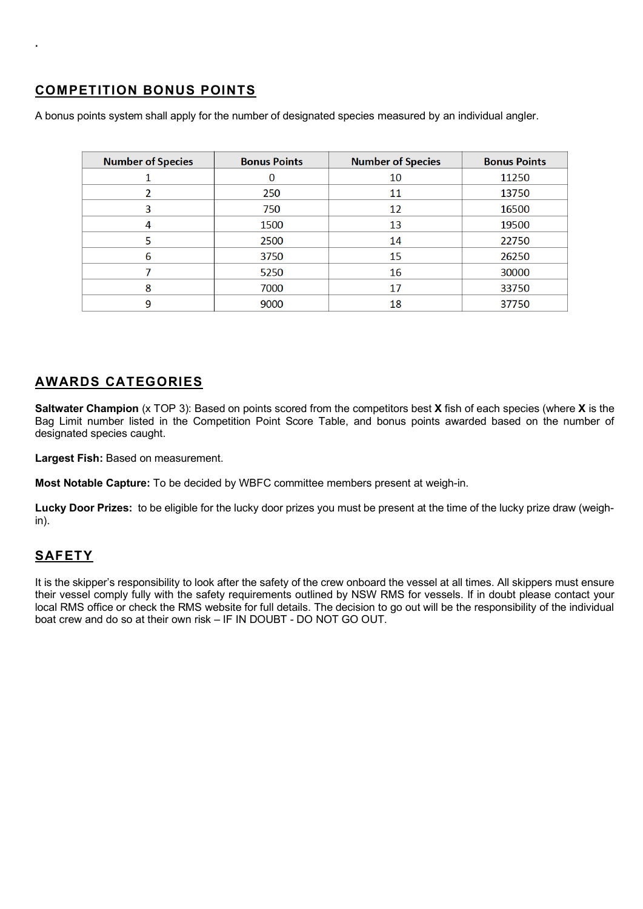.

## COMPETITION BONUS POINTS

A bonus points system shall apply for the number of designated species measured by an individual angler.

| Number of Species | Bonus Points | Number of Species | Bonus Points |
|---|---|---|---|
| 1 | 0 | 10 | 11250 |
| 2 | 250 | 11 | 13750 |
| 3 | 750 | 12 | 16500 |
| 4 | 1500 | 13 | 19500 |
| 5 | 2500 | 14 | 22750 |
| 6 | 3750 | 15 | 26250 |
| 7 | 5250 | 16 | 30000 |
| 8 | 7000 | 17 | 33750 |
| 9 | 9000 | 18 | 37750 |

## AWARDS CATEGORIES

**Saltwater Champion** (x TOP 3): Based on points scored from the competitors best **X** fish of each species (where **X** is the Bag Limit number listed in the Competition Point Score Table, and bonus points awarded based on the number of designated species caught.

**Largest Fish:** Based on measurement.

**Most Notable Capture:** To be decided by WBFC committee members present at weigh-in.

**Lucky Door Prizes:** to be eligible for the lucky door prizes you must be present at the time of the lucky prize draw (weigh-in).

## SAFETY

It is the skipper's responsibility to look after the safety of the crew onboard the vessel at all times. All skippers must ensure their vessel comply fully with the safety requirements outlined by NSW RMS for vessels. If in doubt please contact your local RMS office or check the RMS website for full details. The decision to go out will be the responsibility of the individual boat crew and do so at their own risk – IF IN DOUBT - DO NOT GO OUT.